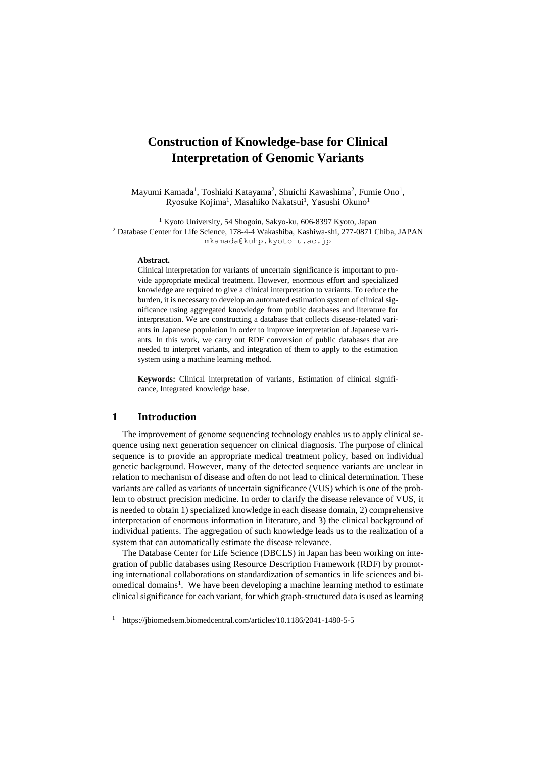# Construction of Knowledge-base for Clinical Interpretation of Genomic Variants

Mayumi Kamada[1], Toshiaki Katayama[2], Shuichi Kawashima[2], Fumie Ono[1], Ryosuke Kojima[1], Masahiko Nakatsui[1], Yasushi Okuno[1]

[1] Kyoto University, 54 Shogoin, Sakyo-ku, 606-8397 Kyoto, Japan
[2] Database Center for Life Science, 178-4-4 Wakashiba, Kashiwa-shi, 277-0871 Chiba, JAPAN
mkamada@kuhp.kyoto-u.ac.jp

**Abstract.**
Clinical interpretation for variants of uncertain significance is important to provide appropriate medical treatment. However, enormous effort and specialized knowledge are required to give a clinical interpretation to variants. To reduce the burden, it is necessary to develop an automated estimation system of clinical significance using aggregated knowledge from public databases and literature for interpretation. We are constructing a database that collects disease-related variants in Japanese population in order to improve interpretation of Japanese variants. In this work, we carry out RDF conversion of public databases that are needed to interpret variants, and integration of them to apply to the estimation system using a machine learning method.

**Keywords:** Clinical interpretation of variants, Estimation of clinical significance, Integrated knowledge base.

## 1 Introduction

The improvement of genome sequencing technology enables us to apply clinical sequence using next generation sequencer on clinical diagnosis. The purpose of clinical sequence is to provide an appropriate medical treatment policy, based on individual genetic background. However, many of the detected sequence variants are unclear in relation to mechanism of disease and often do not lead to clinical determination. These variants are called as variants of uncertain significance (VUS) which is one of the problem to obstruct precision medicine. In order to clarify the disease relevance of VUS, it is needed to obtain 1) specialized knowledge in each disease domain, 2) comprehensive interpretation of enormous information in literature, and 3) the clinical background of individual patients. The aggregation of such knowledge leads us to the realization of a system that can automatically estimate the disease relevance.

The Database Center for Life Science (DBCLS) in Japan has been working on integration of public databases using Resource Description Framework (RDF) by promoting international collaborations on standardization of semantics in life sciences and biomedical domains[1]. We have been developing a machine learning method to estimate clinical significance for each variant, for which graph-structured data is used as learning

[1] https://jbiomedsem.biomedcentral.com/articles/10.1186/2041-1480-5-5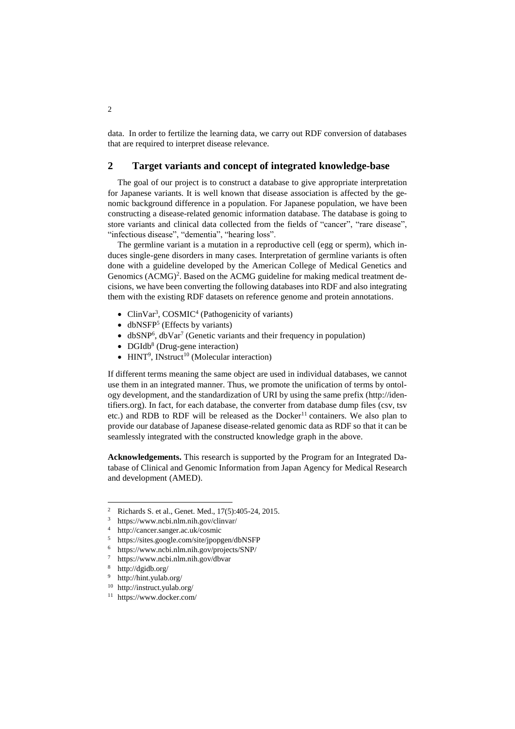data. In order to fertilize the learning data, we carry out RDF conversion of databases that are required to interpret disease relevance.

## 2 Target variants and concept of integrated knowledge-base

The goal of our project is to construct a database to give appropriate interpretation for Japanese variants. It is well known that disease association is affected by the genomic background difference in a population. For Japanese population, we have been constructing a disease-related genomic information database. The database is going to store variants and clinical data collected from the fields of "cancer", "rare disease", "infectious disease", "dementia", "hearing loss".

The germline variant is a mutation in a reproductive cell (egg or sperm), which induces single-gene disorders in many cases. Interpretation of germline variants is often done with a guideline developed by the American College of Medical Genetics and Genomics (ACMG)[2]. Based on the ACMG guideline for making medical treatment decisions, we have been converting the following databases into RDF and also integrating them with the existing RDF datasets on reference genome and protein annotations.

- ClinVar[3], COSMIC[4] (Pathogenicity of variants)
- dbNSFP[5] (Effects by variants)
- dbSNP[6], dbVar[7] (Genetic variants and their frequency in population)
- DGIdb[8] (Drug-gene interaction)
- HINT[9], INstruct[10] (Molecular interaction)

If different terms meaning the same object are used in individual databases, we cannot use them in an integrated manner. Thus, we promote the unification of terms by ontology development, and the standardization of URI by using the same prefix (http://identifiers.org). In fact, for each database, the converter from database dump files (csv, tsv etc.) and RDB to RDF will be released as the Docker[11] containers. We also plan to provide our database of Japanese disease-related genomic data as RDF so that it can be seamlessly integrated with the constructed knowledge graph in the above.

**Acknowledgements.** This research is supported by the Program for an Integrated Database of Clinical and Genomic Information from Japan Agency for Medical Research and development (AMED).

---

[2] Richards S. et al., Genet. Med., 17(5):405-24, 2015.
[3] https://www.ncbi.nlm.nih.gov/clinvar/
[4] http://cancer.sanger.ac.uk/cosmic
[5] https://sites.google.com/site/jpopgen/dbNSFP
[6] https://www.ncbi.nlm.nih.gov/projects/SNP/
[7] https://www.ncbi.nlm.nih.gov/dbvar
[8] http://dgidb.org/
[9] http://hint.yulab.org/
[10] http://instruct.yulab.org/
[11] https://www.docker.com/